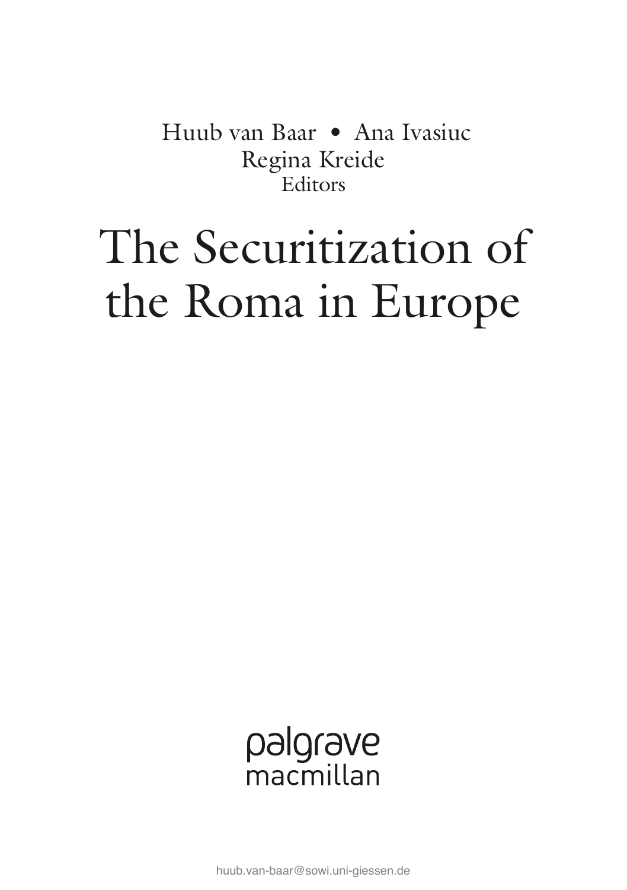Huub van Baar • Ana Ivasiuc
Regina Kreide
Editors

# The Securitization of the Roma in Europe

palgrave
macmillan

huub.van-baar@sowi.uni-giessen.de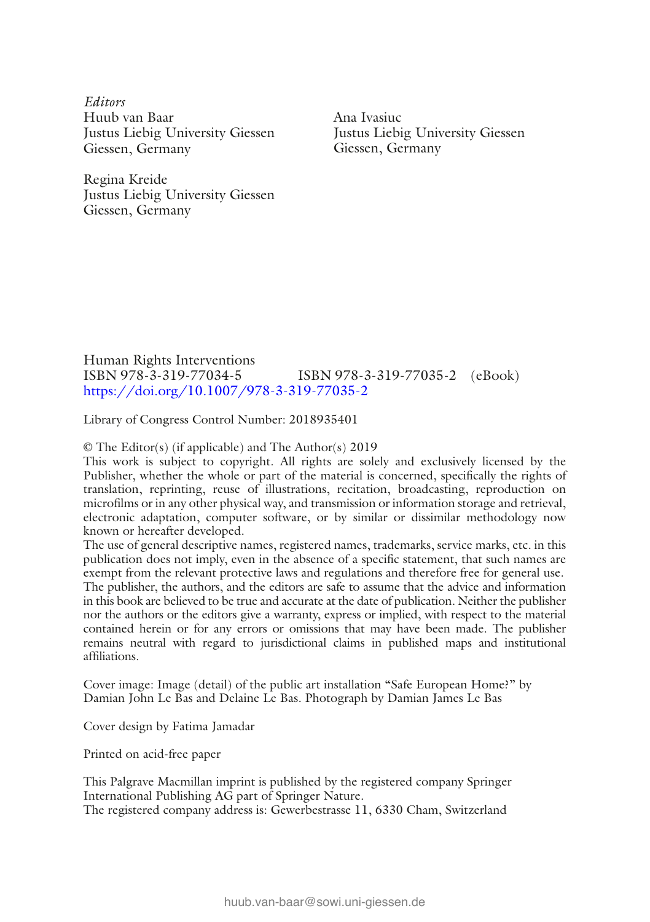*Editors*

Huub van Baar
Justus Liebig University Giessen
Giessen, Germany

Ana Ivasiuc
Justus Liebig University Giessen
Giessen, Germany

Regina Kreide
Justus Liebig University Giessen
Giessen, Germany

Human Rights Interventions
ISBN 978-3-319-77034-5    ISBN 978-3-319-77035-2 (eBook)
https://doi.org/10.1007/978-3-319-77035-2

Library of Congress Control Number: 2018935401

© The Editor(s) (if applicable) and The Author(s) 2019
This work is subject to copyright. All rights are solely and exclusively licensed by the Publisher, whether the whole or part of the material is concerned, specifically the rights of translation, reprinting, reuse of illustrations, recitation, broadcasting, reproduction on microfilms or in any other physical way, and transmission or information storage and retrieval, electronic adaptation, computer software, or by similar or dissimilar methodology now known or hereafter developed.
The use of general descriptive names, registered names, trademarks, service marks, etc. in this publication does not imply, even in the absence of a specific statement, that such names are exempt from the relevant protective laws and regulations and therefore free for general use.
The publisher, the authors, and the editors are safe to assume that the advice and information in this book are believed to be true and accurate at the date of publication. Neither the publisher nor the authors or the editors give a warranty, express or implied, with respect to the material contained herein or for any errors or omissions that may have been made. The publisher remains neutral with regard to jurisdictional claims in published maps and institutional affiliations.

Cover image: Image (detail) of the public art installation "Safe European Home?" by Damian John Le Bas and Delaine Le Bas. Photograph by Damian James Le Bas

Cover design by Fatima Jamadar

Printed on acid-free paper

This Palgrave Macmillan imprint is published by the registered company Springer International Publishing AG part of Springer Nature.
The registered company address is: Gewerbestrasse 11, 6330 Cham, Switzerland

huub.van-baar@sowi.uni-giessen.de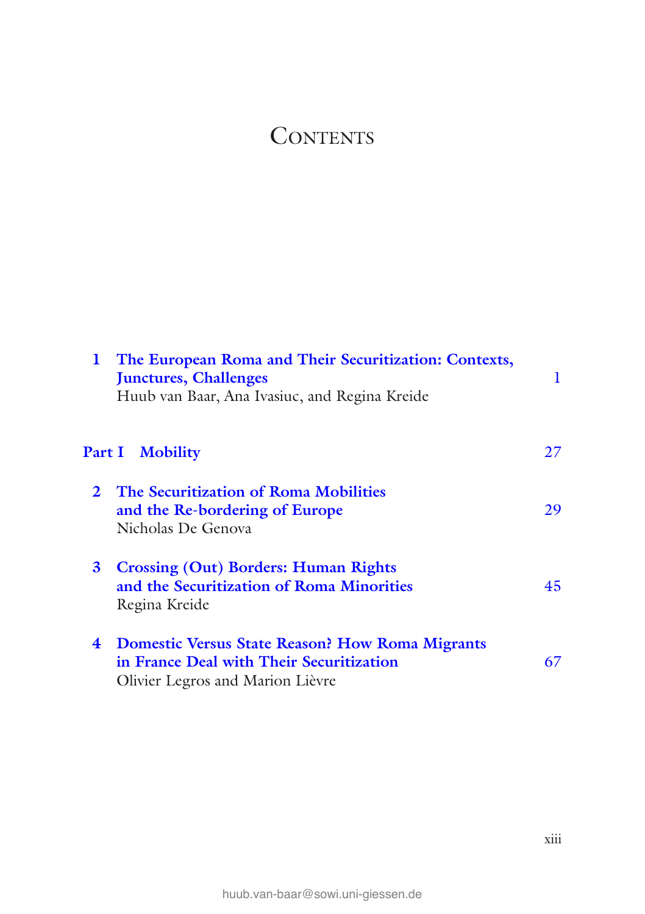# Contents

1 **The European Roma and Their Securitization: Contexts, Junctures, Challenges** 1
Huub van Baar, Ana Ivasiuc, and Regina Kreide

**Part I Mobility** 27

2 **The Securitization of Roma Mobilities and the Re-bordering of Europe** 29
Nicholas De Genova

3 **Crossing (Out) Borders: Human Rights and the Securitization of Roma Minorities** 45
Regina Kreide

4 **Domestic Versus State Reason? How Roma Migrants in France Deal with Their Securitization** 67
Olivier Legros and Marion Lièvre

huub.van-baar@sowi.uni-giessen.de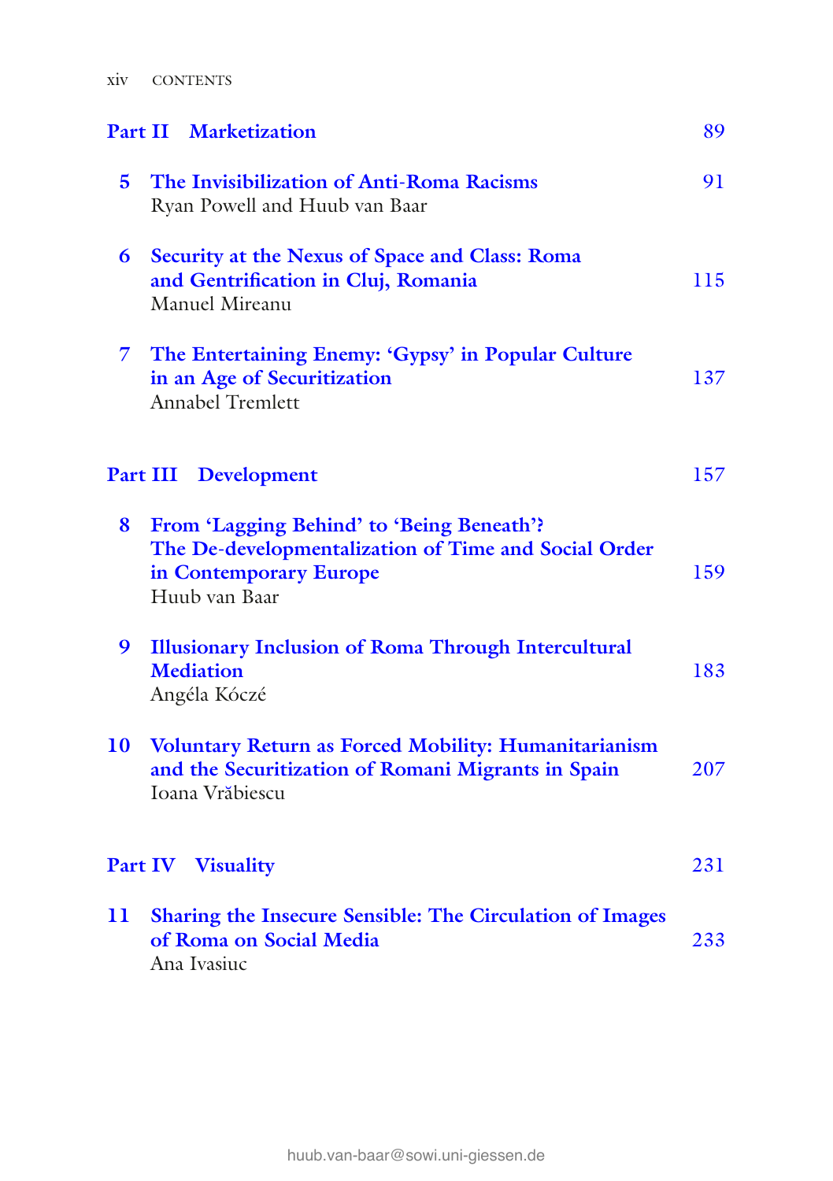## Part II Marketization — 89

**5 The Invisibilization of Anti-Roma Racisms** — 91
Ryan Powell and Huub van Baar

**6 Security at the Nexus of Space and Class: Roma and Gentrification in Cluj, Romania** — 115
Manuel Mireanu

**7 The Entertaining Enemy: 'Gypsy' in Popular Culture in an Age of Securitization** — 137
Annabel Tremlett

## Part III Development — 157

**8 From 'Lagging Behind' to 'Being Beneath'? The De-developmentalization of Time and Social Order in Contemporary Europe** — 159
Huub van Baar

**9 Illusionary Inclusion of Roma Through Intercultural Mediation** — 183
Angéla Kóczé

**10 Voluntary Return as Forced Mobility: Humanitarianism and the Securitization of Romani Migrants in Spain** — 207
Ioana Vrăbiescu

## Part IV Visuality — 231

**11 Sharing the Insecure Sensible: The Circulation of Images of Roma on Social Media** — 233
Ana Ivasiuc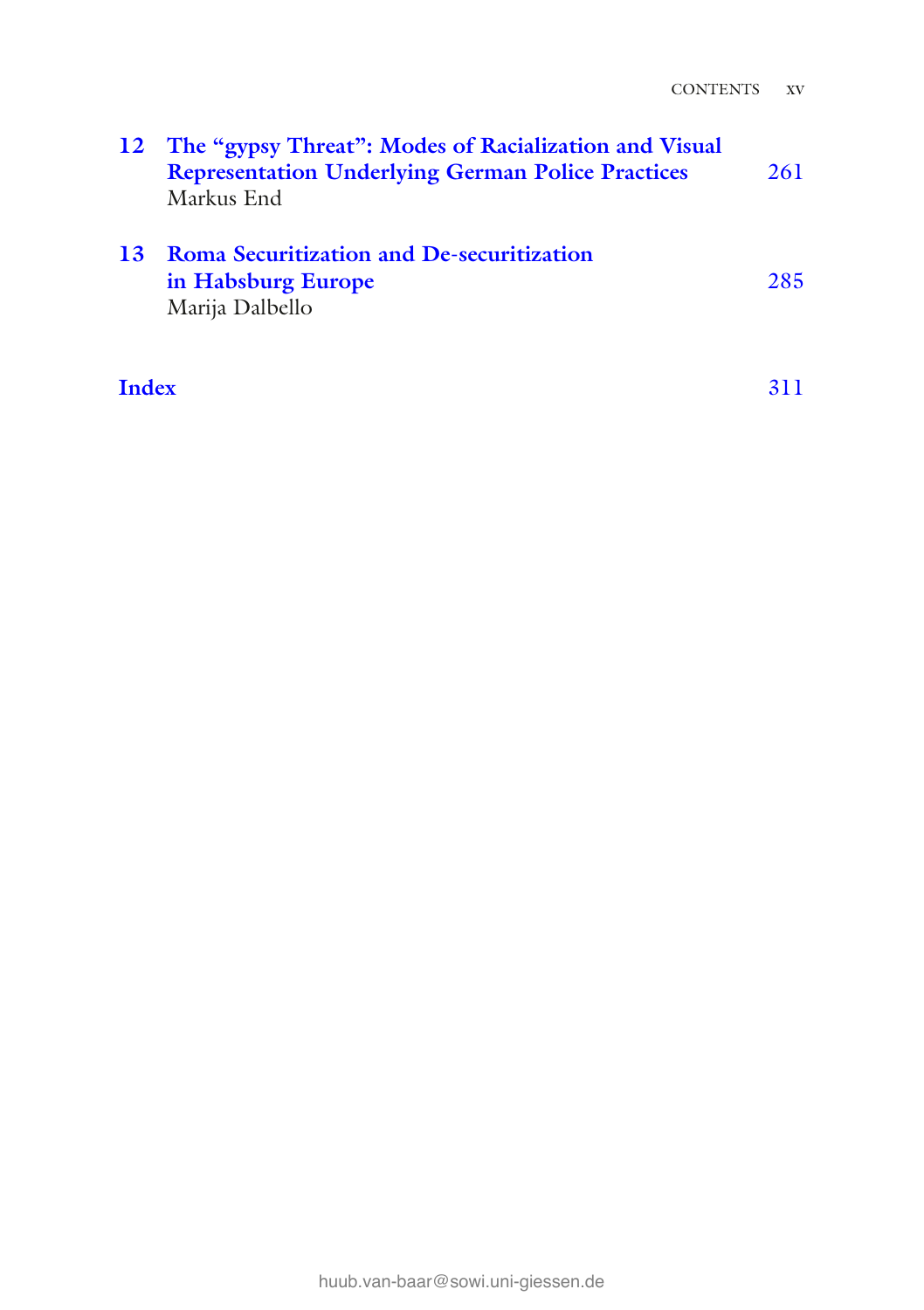**12 The "gypsy Threat": Modes of Racialization and Visual Representation Underlying German Police Practices** 261
Markus End

**13 Roma Securitization and De-securitization in Habsburg Europe** 285
Marija Dalbello

**Index** 311

huub.van-baar@sowi.uni-giessen.de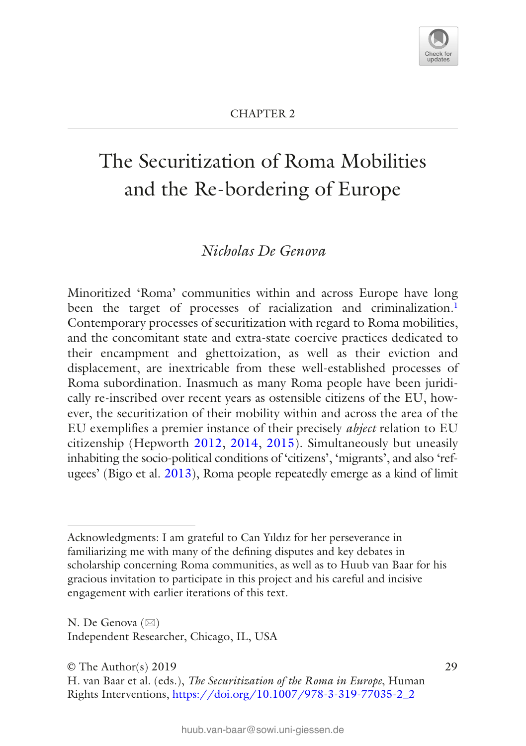CHAPTER 2

# The Securitization of Roma Mobilities and the Re-bordering of Europe

*Nicholas De Genova*

Minoritized 'Roma' communities within and across Europe have long been the target of processes of racialization and criminalization.[1] Contemporary processes of securitization with regard to Roma mobilities, and the concomitant state and extra-state coercive practices dedicated to their encampment and ghettoization, as well as their eviction and displacement, are inextricable from these well-established processes of Roma subordination. Inasmuch as many Roma people have been juridically re-inscribed over recent years as ostensible citizens of the EU, however, the securitization of their mobility within and across the area of the EU exemplifies a premier instance of their precisely *abject* relation to EU citizenship (Hepworth 2012, 2014, 2015). Simultaneously but uneasily inhabiting the socio-political conditions of 'citizens', 'migrants', and also 'refugees' (Bigo et al. 2013), Roma people repeatedly emerge as a kind of limit

---

Acknowledgments: I am grateful to Can Yıldız for her perseverance in familiarizing me with many of the defining disputes and key debates in scholarship concerning Roma communities, as well as to Huub van Baar for his gracious invitation to participate in this project and his careful and incisive engagement with earlier iterations of this text.

N. De Genova (✉)
Independent Researcher, Chicago, IL, USA

© The Author(s) 2019
H. van Baar et al. (eds.), *The Securitization of the Roma in Europe*, Human Rights Interventions, https://doi.org/10.1007/978-3-319-77035-2_2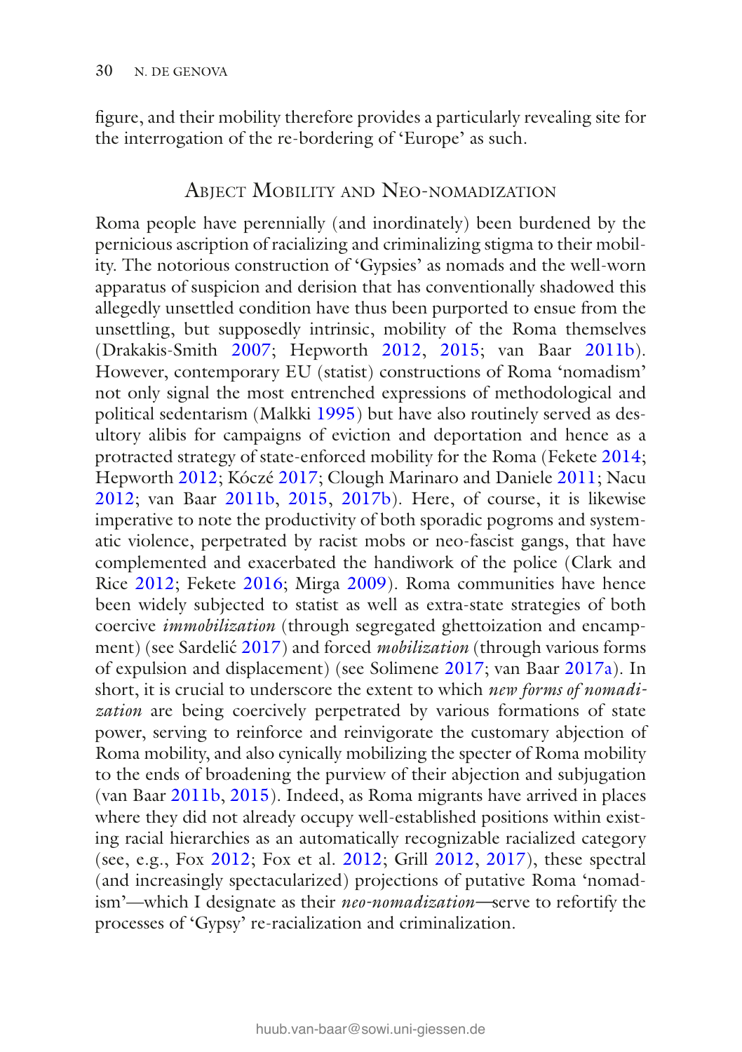figure, and their mobility therefore provides a particularly revealing site for the interrogation of the re-bordering of 'Europe' as such.

## Abject Mobility and Neo-nomadization

Roma people have perennially (and inordinately) been burdened by the pernicious ascription of racializing and criminalizing stigma to their mobility. The notorious construction of 'Gypsies' as nomads and the well-worn apparatus of suspicion and derision that has conventionally shadowed this allegedly unsettled condition have thus been purported to ensue from the unsettling, but supposedly intrinsic, mobility of the Roma themselves (Drakakis-Smith 2007; Hepworth 2012, 2015; van Baar 2011b). However, contemporary EU (statist) constructions of Roma 'nomadism' not only signal the most entrenched expressions of methodological and political sedentarism (Malkki 1995) but have also routinely served as desultory alibis for campaigns of eviction and deportation and hence as a protracted strategy of state-enforced mobility for the Roma (Fekete 2014; Hepworth 2012; Kóczé 2017; Clough Marinaro and Daniele 2011; Nacu 2012; van Baar 2011b, 2015, 2017b). Here, of course, it is likewise imperative to note the productivity of both sporadic pogroms and systematic violence, perpetrated by racist mobs or neo-fascist gangs, that have complemented and exacerbated the handiwork of the police (Clark and Rice 2012; Fekete 2016; Mirga 2009). Roma communities have hence been widely subjected to statist as well as extra-state strategies of both coercive *immobilization* (through segregated ghettoization and encampment) (see Sardelić 2017) and forced *mobilization* (through various forms of expulsion and displacement) (see Solimene 2017; van Baar 2017a). In short, it is crucial to underscore the extent to which *new forms of nomadization* are being coercively perpetrated by various formations of state power, serving to reinforce and reinvigorate the customary abjection of Roma mobility, and also cynically mobilizing the specter of Roma mobility to the ends of broadening the purview of their abjection and subjugation (van Baar 2011b, 2015). Indeed, as Roma migrants have arrived in places where they did not already occupy well-established positions within existing racial hierarchies as an automatically recognizable racialized category (see, e.g., Fox 2012; Fox et al. 2012; Grill 2012, 2017), these spectral (and increasingly spectacularized) projections of putative Roma 'nomadism'—which I designate as their *neo-nomadization*—serve to refortify the processes of 'Gypsy' re-racialization and criminalization.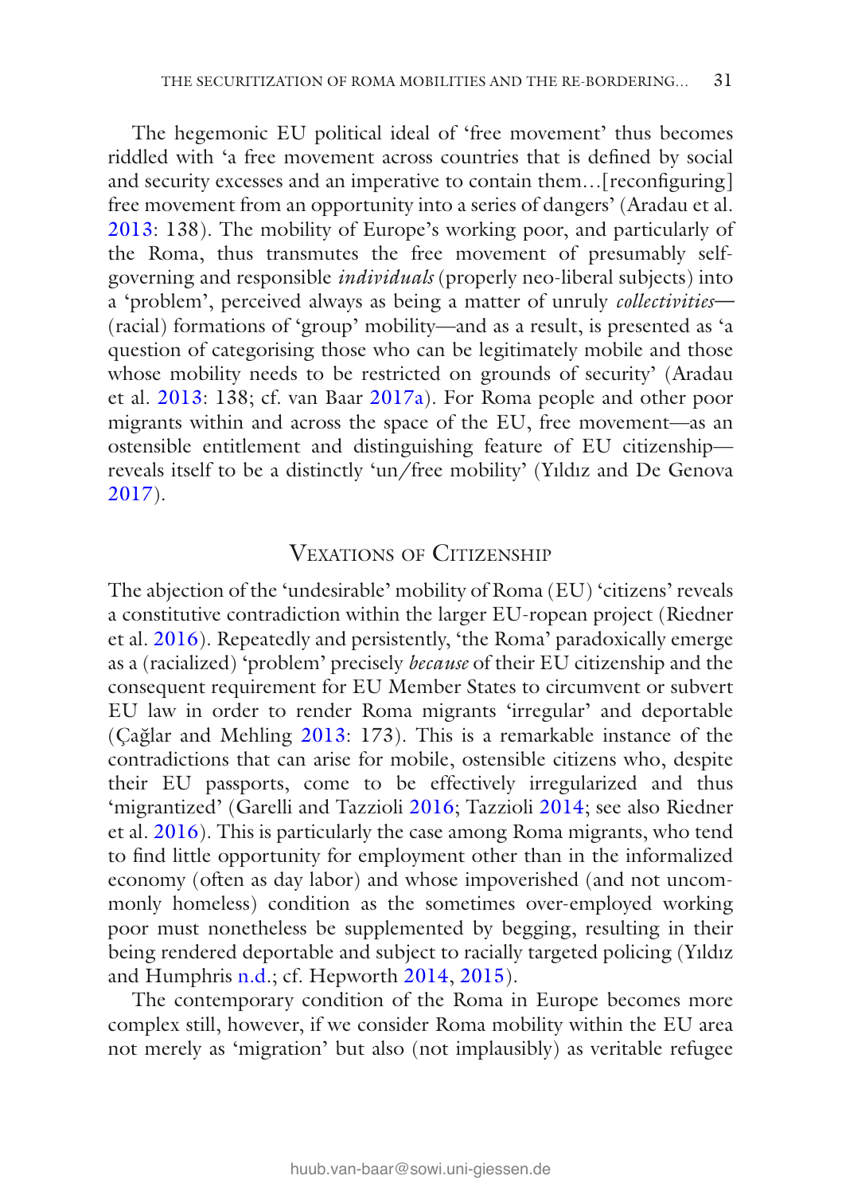The hegemonic EU political ideal of 'free movement' thus becomes riddled with 'a free movement across countries that is defined by social and security excesses and an imperative to contain them…[reconfiguring] free movement from an opportunity into a series of dangers' (Aradau et al. 2013: 138). The mobility of Europe's working poor, and particularly of the Roma, thus transmutes the free movement of presumably self-governing and responsible *individuals* (properly neo-liberal subjects) into a 'problem', perceived always as being a matter of unruly *collectivities*—(racial) formations of 'group' mobility—and as a result, is presented as 'a question of categorising those who can be legitimately mobile and those whose mobility needs to be restricted on grounds of security' (Aradau et al. 2013: 138; cf. van Baar 2017a). For Roma people and other poor migrants within and across the space of the EU, free movement—as an ostensible entitlement and distinguishing feature of EU citizenship—reveals itself to be a distinctly 'un/free mobility' (Yıldız and De Genova 2017).

## Vexations of Citizenship

The abjection of the 'undesirable' mobility of Roma (EU) 'citizens' reveals a constitutive contradiction within the larger EU-ropean project (Riedner et al. 2016). Repeatedly and persistently, 'the Roma' paradoxically emerge as a (racialized) 'problem' precisely *because* of their EU citizenship and the consequent requirement for EU Member States to circumvent or subvert EU law in order to render Roma migrants 'irregular' and deportable (Çağlar and Mehling 2013: 173). This is a remarkable instance of the contradictions that can arise for mobile, ostensible citizens who, despite their EU passports, come to be effectively irregularized and thus 'migrantized' (Garelli and Tazzioli 2016; Tazzioli 2014; see also Riedner et al. 2016). This is particularly the case among Roma migrants, who tend to find little opportunity for employment other than in the informalized economy (often as day labor) and whose impoverished (and not uncommonly homeless) condition as the sometimes over-employed working poor must nonetheless be supplemented by begging, resulting in their being rendered deportable and subject to racially targeted policing (Yıldız and Humphris n.d.; cf. Hepworth 2014, 2015).

The contemporary condition of the Roma in Europe becomes more complex still, however, if we consider Roma mobility within the EU area not merely as 'migration' but also (not implausibly) as veritable refugee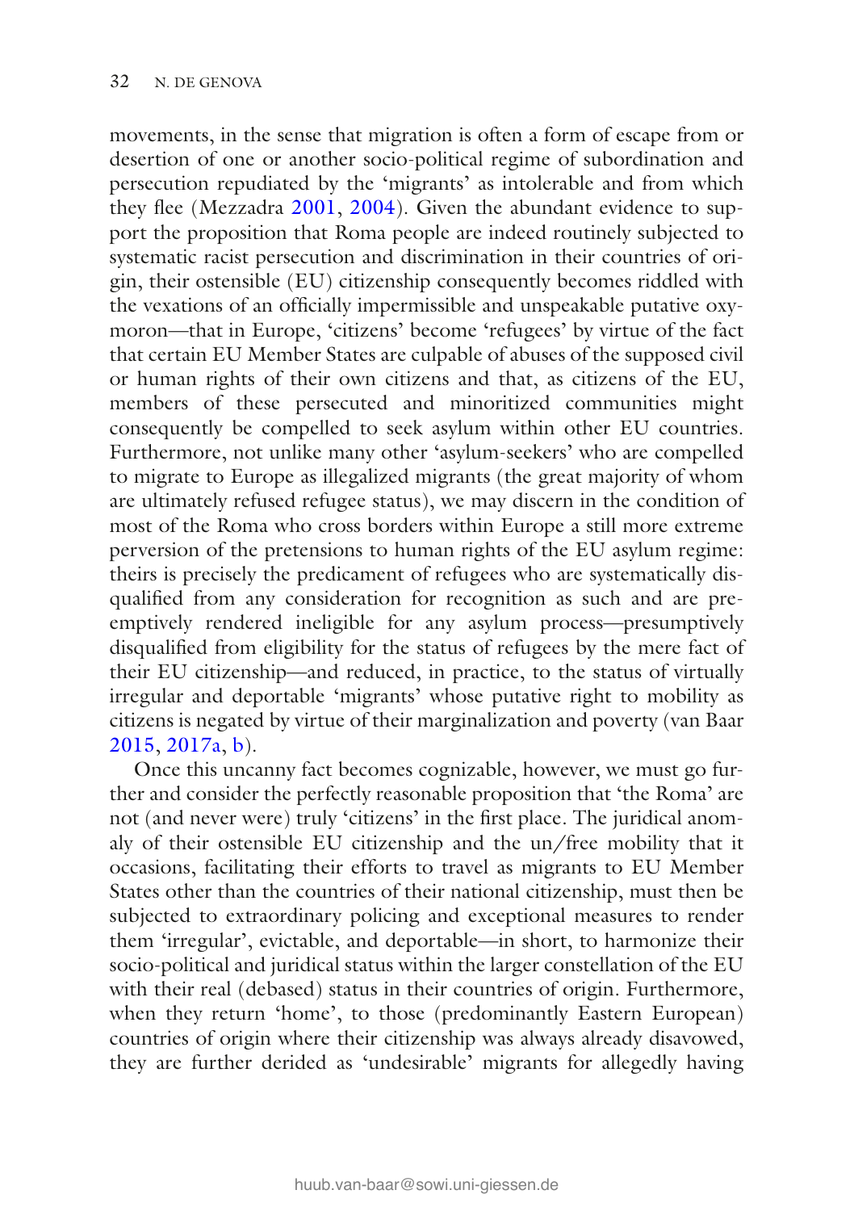movements, in the sense that migration is often a form of escape from or desertion of one or another socio-political regime of subordination and persecution repudiated by the 'migrants' as intolerable and from which they flee (Mezzadra 2001, 2004). Given the abundant evidence to support the proposition that Roma people are indeed routinely subjected to systematic racist persecution and discrimination in their countries of origin, their ostensible (EU) citizenship consequently becomes riddled with the vexations of an officially impermissible and unspeakable putative oxymoron—that in Europe, 'citizens' become 'refugees' by virtue of the fact that certain EU Member States are culpable of abuses of the supposed civil or human rights of their own citizens and that, as citizens of the EU, members of these persecuted and minoritized communities might consequently be compelled to seek asylum within other EU countries. Furthermore, not unlike many other 'asylum-seekers' who are compelled to migrate to Europe as illegalized migrants (the great majority of whom are ultimately refused refugee status), we may discern in the condition of most of the Roma who cross borders within Europe a still more extreme perversion of the pretensions to human rights of the EU asylum regime: theirs is precisely the predicament of refugees who are systematically disqualified from any consideration for recognition as such and are pre-emptively rendered ineligible for any asylum process—presumptively disqualified from eligibility for the status of refugees by the mere fact of their EU citizenship—and reduced, in practice, to the status of virtually irregular and deportable 'migrants' whose putative right to mobility as citizens is negated by virtue of their marginalization and poverty (van Baar 2015, 2017a, b).

Once this uncanny fact becomes cognizable, however, we must go further and consider the perfectly reasonable proposition that 'the Roma' are not (and never were) truly 'citizens' in the first place. The juridical anomaly of their ostensible EU citizenship and the un/free mobility that it occasions, facilitating their efforts to travel as migrants to EU Member States other than the countries of their national citizenship, must then be subjected to extraordinary policing and exceptional measures to render them 'irregular', evictable, and deportable—in short, to harmonize their socio-political and juridical status within the larger constellation of the EU with their real (debased) status in their countries of origin. Furthermore, when they return 'home', to those (predominantly Eastern European) countries of origin where their citizenship was always already disavowed, they are further derided as 'undesirable' migrants for allegedly having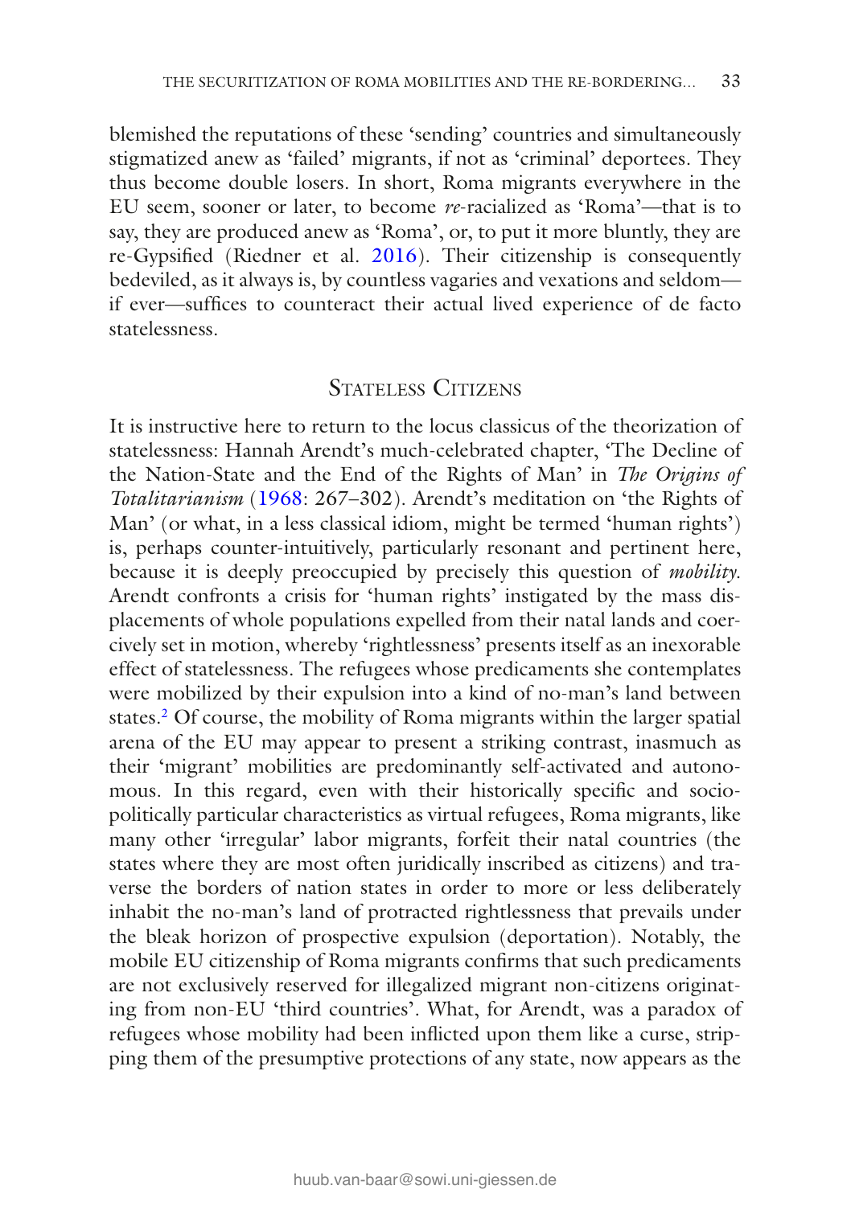blemished the reputations of these 'sending' countries and simultaneously stigmatized anew as 'failed' migrants, if not as 'criminal' deportees. They thus become double losers. In short, Roma migrants everywhere in the EU seem, sooner or later, to become *re*-racialized as 'Roma'—that is to say, they are produced anew as 'Roma', or, to put it more bluntly, they are re-Gypsified (Riedner et al. 2016). Their citizenship is consequently bedeviled, as it always is, by countless vagaries and vexations and seldom—if ever—suffices to counteract their actual lived experience of de facto statelessness.

## Stateless Citizens

It is instructive here to return to the locus classicus of the theorization of statelessness: Hannah Arendt's much-celebrated chapter, 'The Decline of the Nation-State and the End of the Rights of Man' in *The Origins of Totalitarianism* (1968: 267–302). Arendt's meditation on 'the Rights of Man' (or what, in a less classical idiom, might be termed 'human rights') is, perhaps counter-intuitively, particularly resonant and pertinent here, because it is deeply preoccupied by precisely this question of *mobility*. Arendt confronts a crisis for 'human rights' instigated by the mass displacements of whole populations expelled from their natal lands and coercively set in motion, whereby 'rightlessness' presents itself as an inexorable effect of statelessness. The refugees whose predicaments she contemplates were mobilized by their expulsion into a kind of no-man's land between states.[2] Of course, the mobility of Roma migrants within the larger spatial arena of the EU may appear to present a striking contrast, inasmuch as their 'migrant' mobilities are predominantly self-activated and autonomous. In this regard, even with their historically specific and socio-politically particular characteristics as virtual refugees, Roma migrants, like many other 'irregular' labor migrants, forfeit their natal countries (the states where they are most often juridically inscribed as citizens) and traverse the borders of nation states in order to more or less deliberately inhabit the no-man's land of protracted rightlessness that prevails under the bleak horizon of prospective expulsion (deportation). Notably, the mobile EU citizenship of Roma migrants confirms that such predicaments are not exclusively reserved for illegalized migrant non-citizens originating from non-EU 'third countries'. What, for Arendt, was a paradox of refugees whose mobility had been inflicted upon them like a curse, stripping them of the presumptive protections of any state, now appears as the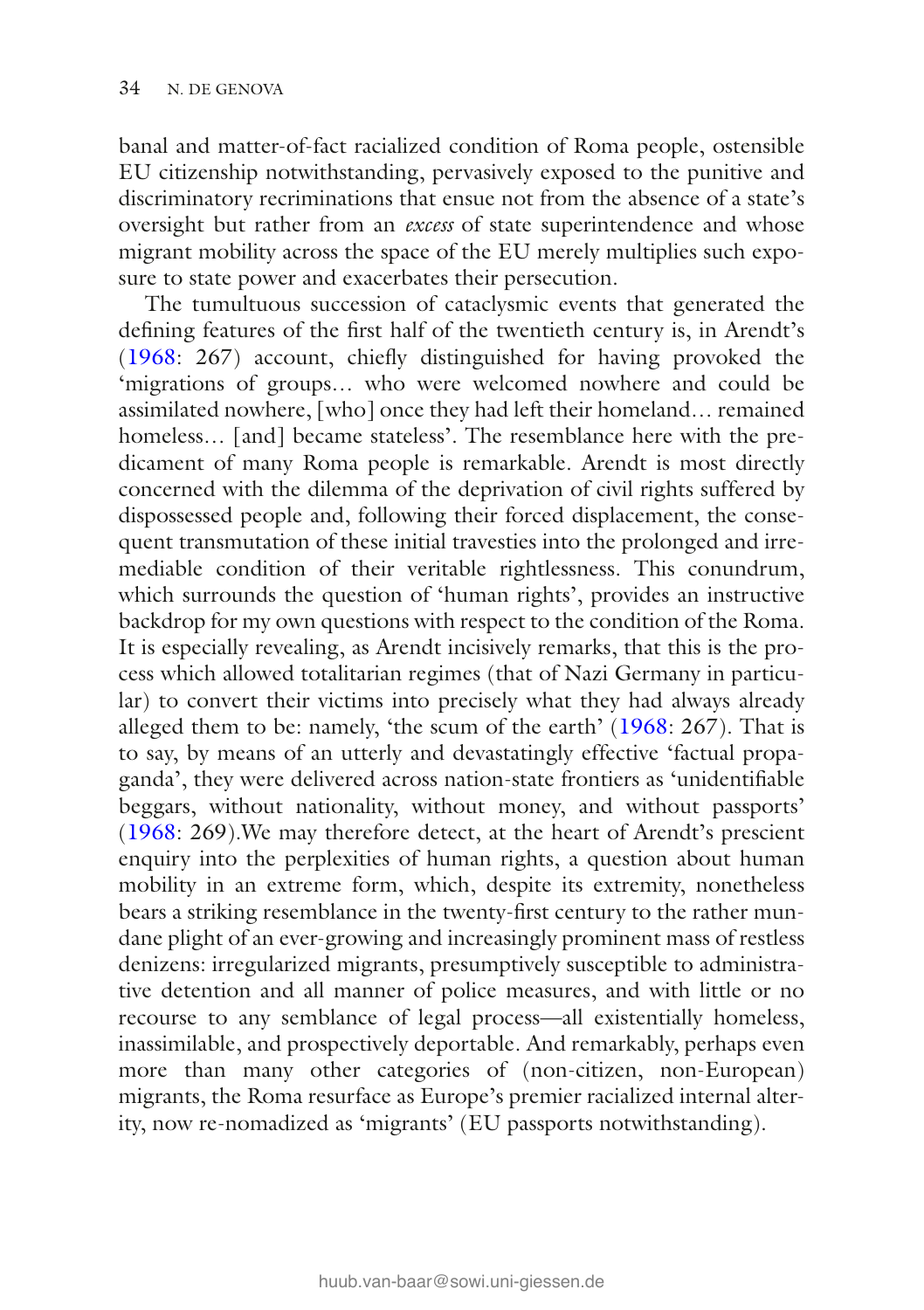banal and matter-of-fact racialized condition of Roma people, ostensible EU citizenship notwithstanding, pervasively exposed to the punitive and discriminatory recriminations that ensue not from the absence of a state's oversight but rather from an *excess* of state superintendence and whose migrant mobility across the space of the EU merely multiplies such exposure to state power and exacerbates their persecution.

The tumultuous succession of cataclysmic events that generated the defining features of the first half of the twentieth century is, in Arendt's (1968: 267) account, chiefly distinguished for having provoked the 'migrations of groups… who were welcomed nowhere and could be assimilated nowhere, [who] once they had left their homeland… remained homeless… [and] became stateless'. The resemblance here with the predicament of many Roma people is remarkable. Arendt is most directly concerned with the dilemma of the deprivation of civil rights suffered by dispossessed people and, following their forced displacement, the consequent transmutation of these initial travesties into the prolonged and irremediable condition of their veritable rightlessness. This conundrum, which surrounds the question of 'human rights', provides an instructive backdrop for my own questions with respect to the condition of the Roma. It is especially revealing, as Arendt incisively remarks, that this is the process which allowed totalitarian regimes (that of Nazi Germany in particular) to convert their victims into precisely what they had always already alleged them to be: namely, 'the scum of the earth' (1968: 267). That is to say, by means of an utterly and devastatingly effective 'factual propaganda', they were delivered across nation-state frontiers as 'unidentifiable beggars, without nationality, without money, and without passports' (1968: 269).We may therefore detect, at the heart of Arendt's prescient enquiry into the perplexities of human rights, a question about human mobility in an extreme form, which, despite its extremity, nonetheless bears a striking resemblance in the twenty-first century to the rather mundane plight of an ever-growing and increasingly prominent mass of restless denizens: irregularized migrants, presumptively susceptible to administrative detention and all manner of police measures, and with little or no recourse to any semblance of legal process—all existentially homeless, inassimilable, and prospectively deportable. And remarkably, perhaps even more than many other categories of (non-citizen, non-European) migrants, the Roma resurface as Europe's premier racialized internal alterity, now re-nomadized as 'migrants' (EU passports notwithstanding).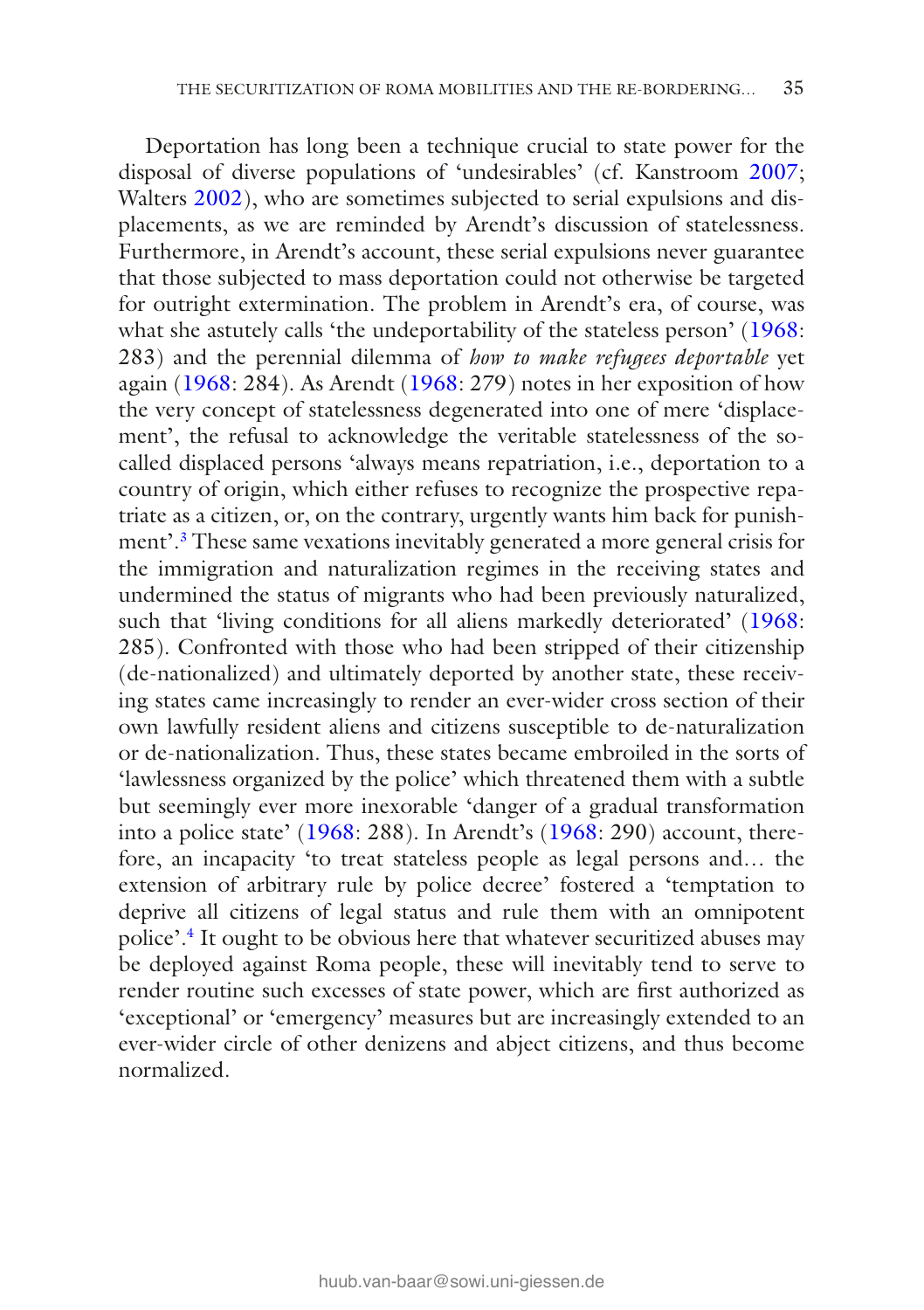Deportation has long been a technique crucial to state power for the disposal of diverse populations of 'undesirables' (cf. Kanstroom 2007; Walters 2002), who are sometimes subjected to serial expulsions and displacements, as we are reminded by Arendt's discussion of statelessness. Furthermore, in Arendt's account, these serial expulsions never guarantee that those subjected to mass deportation could not otherwise be targeted for outright extermination. The problem in Arendt's era, of course, was what she astutely calls 'the undeportability of the stateless person' (1968: 283) and the perennial dilemma of *how to make refugees deportable* yet again (1968: 284). As Arendt (1968: 279) notes in her exposition of how the very concept of statelessness degenerated into one of mere 'displacement', the refusal to acknowledge the veritable statelessness of the so-called displaced persons 'always means repatriation, i.e., deportation to a country of origin, which either refuses to recognize the prospective repatriate as a citizen, or, on the contrary, urgently wants him back for punishment'.[3] These same vexations inevitably generated a more general crisis for the immigration and naturalization regimes in the receiving states and undermined the status of migrants who had been previously naturalized, such that 'living conditions for all aliens markedly deteriorated' (1968: 285). Confronted with those who had been stripped of their citizenship (de-nationalized) and ultimately deported by another state, these receiving states came increasingly to render an ever-wider cross section of their own lawfully resident aliens and citizens susceptible to de-naturalization or de-nationalization. Thus, these states became embroiled in the sorts of 'lawlessness organized by the police' which threatened them with a subtle but seemingly ever more inexorable 'danger of a gradual transformation into a police state' (1968: 288). In Arendt's (1968: 290) account, therefore, an incapacity 'to treat stateless people as legal persons and… the extension of arbitrary rule by police decree' fostered a 'temptation to deprive all citizens of legal status and rule them with an omnipotent police'.[4] It ought to be obvious here that whatever securitized abuses may be deployed against Roma people, these will inevitably tend to serve to render routine such excesses of state power, which are first authorized as 'exceptional' or 'emergency' measures but are increasingly extended to an ever-wider circle of other denizens and abject citizens, and thus become normalized.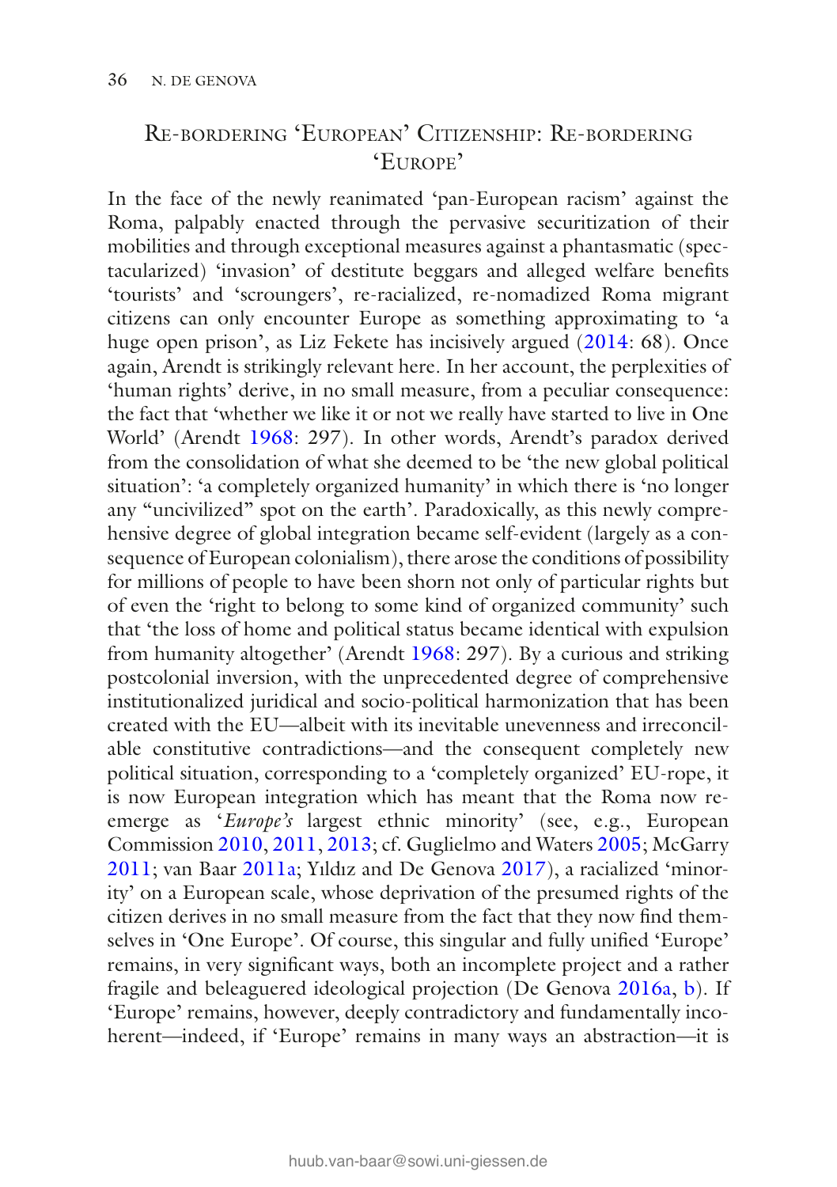## Re-bordering 'European' Citizenship: Re-bordering 'Europe'

In the face of the newly reanimated 'pan-European racism' against the Roma, palpably enacted through the pervasive securitization of their mobilities and through exceptional measures against a phantasmatic (spectacularized) 'invasion' of destitute beggars and alleged welfare benefits 'tourists' and 'scroungers', re-racialized, re-nomadized Roma migrant citizens can only encounter Europe as something approximating to 'a huge open prison', as Liz Fekete has incisively argued (2014: 68). Once again, Arendt is strikingly relevant here. In her account, the perplexities of 'human rights' derive, in no small measure, from a peculiar consequence: the fact that 'whether we like it or not we really have started to live in One World' (Arendt 1968: 297). In other words, Arendt's paradox derived from the consolidation of what she deemed to be 'the new global political situation': 'a completely organized humanity' in which there is 'no longer any "uncivilized" spot on the earth'. Paradoxically, as this newly comprehensive degree of global integration became self-evident (largely as a consequence of European colonialism), there arose the conditions of possibility for millions of people to have been shorn not only of particular rights but of even the 'right to belong to some kind of organized community' such that 'the loss of home and political status became identical with expulsion from humanity altogether' (Arendt 1968: 297). By a curious and striking postcolonial inversion, with the unprecedented degree of comprehensive institutionalized juridical and socio-political harmonization that has been created with the EU—albeit with its inevitable unevenness and irreconcilable constitutive contradictions—and the consequent completely new political situation, corresponding to a 'completely organized' EU-rope, it is now European integration which has meant that the Roma now re-emerge as '*Europe's* largest ethnic minority' (see, e.g., European Commission 2010, 2011, 2013; cf. Guglielmo and Waters 2005; McGarry 2011; van Baar 2011a; Yıldız and De Genova 2017), a racialized 'minority' on a European scale, whose deprivation of the presumed rights of the citizen derives in no small measure from the fact that they now find themselves in 'One Europe'. Of course, this singular and fully unified 'Europe' remains, in very significant ways, both an incomplete project and a rather fragile and beleaguered ideological projection (De Genova 2016a, b). If 'Europe' remains, however, deeply contradictory and fundamentally incoherent—indeed, if 'Europe' remains in many ways an abstraction—it is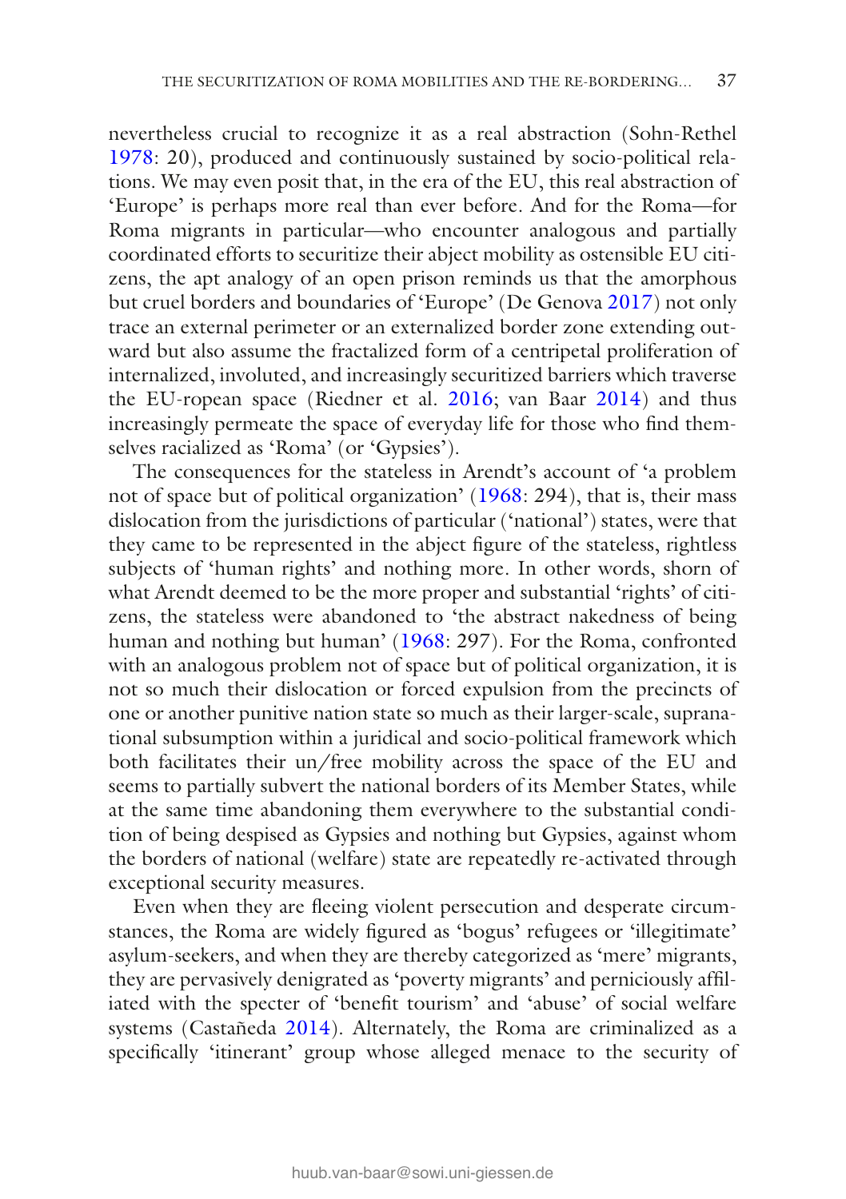nevertheless crucial to recognize it as a real abstraction (Sohn-Rethel 1978: 20), produced and continuously sustained by socio-political relations. We may even posit that, in the era of the EU, this real abstraction of 'Europe' is perhaps more real than ever before. And for the Roma—for Roma migrants in particular—who encounter analogous and partially coordinated efforts to securitize their abject mobility as ostensible EU citizens, the apt analogy of an open prison reminds us that the amorphous but cruel borders and boundaries of 'Europe' (De Genova 2017) not only trace an external perimeter or an externalized border zone extending outward but also assume the fractalized form of a centripetal proliferation of internalized, involuted, and increasingly securitized barriers which traverse the EU-ropean space (Riedner et al. 2016; van Baar 2014) and thus increasingly permeate the space of everyday life for those who find themselves racialized as 'Roma' (or 'Gypsies').

The consequences for the stateless in Arendt's account of 'a problem not of space but of political organization' (1968: 294), that is, their mass dislocation from the jurisdictions of particular ('national') states, were that they came to be represented in the abject figure of the stateless, rightless subjects of 'human rights' and nothing more. In other words, shorn of what Arendt deemed to be the more proper and substantial 'rights' of citizens, the stateless were abandoned to 'the abstract nakedness of being human and nothing but human' (1968: 297). For the Roma, confronted with an analogous problem not of space but of political organization, it is not so much their dislocation or forced expulsion from the precincts of one or another punitive nation state so much as their larger-scale, supranational subsumption within a juridical and socio-political framework which both facilitates their un/free mobility across the space of the EU and seems to partially subvert the national borders of its Member States, while at the same time abandoning them everywhere to the substantial condition of being despised as Gypsies and nothing but Gypsies, against whom the borders of national (welfare) state are repeatedly re-activated through exceptional security measures.

Even when they are fleeing violent persecution and desperate circumstances, the Roma are widely figured as 'bogus' refugees or 'illegitimate' asylum-seekers, and when they are thereby categorized as 'mere' migrants, they are pervasively denigrated as 'poverty migrants' and perniciously affiliated with the specter of 'benefit tourism' and 'abuse' of social welfare systems (Castañeda 2014). Alternately, the Roma are criminalized as a specifically 'itinerant' group whose alleged menace to the security of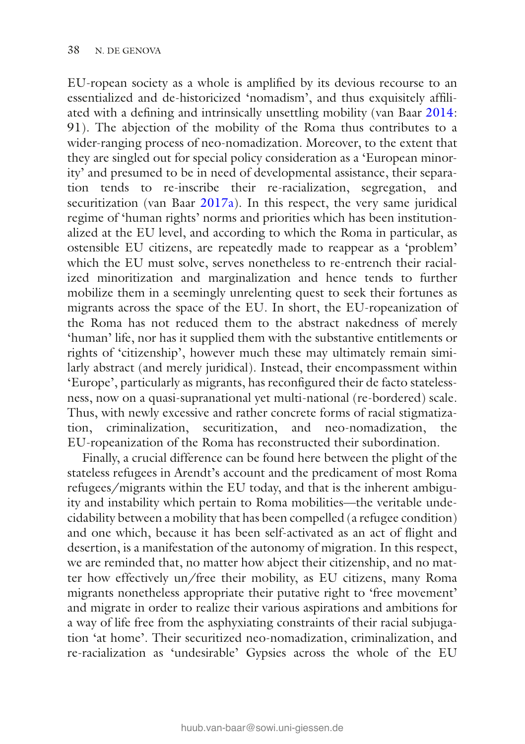EU-ropean society as a whole is amplified by its devious recourse to an essentialized and de-historicized 'nomadism', and thus exquisitely affiliated with a defining and intrinsically unsettling mobility (van Baar 2014: 91). The abjection of the mobility of the Roma thus contributes to a wider-ranging process of neo-nomadization. Moreover, to the extent that they are singled out for special policy consideration as a 'European minority' and presumed to be in need of developmental assistance, their separation tends to re-inscribe their re-racialization, segregation, and securitization (van Baar 2017a). In this respect, the very same juridical regime of 'human rights' norms and priorities which has been institutionalized at the EU level, and according to which the Roma in particular, as ostensible EU citizens, are repeatedly made to reappear as a 'problem' which the EU must solve, serves nonetheless to re-entrench their racialized minoritization and marginalization and hence tends to further mobilize them in a seemingly unrelenting quest to seek their fortunes as migrants across the space of the EU. In short, the EU-ropeanization of the Roma has not reduced them to the abstract nakedness of merely 'human' life, nor has it supplied them with the substantive entitlements or rights of 'citizenship', however much these may ultimately remain similarly abstract (and merely juridical). Instead, their encompassment within 'Europe', particularly as migrants, has reconfigured their de facto statelessness, now on a quasi-supranational yet multi-national (re-bordered) scale. Thus, with newly excessive and rather concrete forms of racial stigmatization, criminalization, securitization, and neo-nomadization, the EU-ropeanization of the Roma has reconstructed their subordination.

Finally, a crucial difference can be found here between the plight of the stateless refugees in Arendt's account and the predicament of most Roma refugees/migrants within the EU today, and that is the inherent ambiguity and instability which pertain to Roma mobilities—the veritable undecidability between a mobility that has been compelled (a refugee condition) and one which, because it has been self-activated as an act of flight and desertion, is a manifestation of the autonomy of migration. In this respect, we are reminded that, no matter how abject their citizenship, and no matter how effectively un/free their mobility, as EU citizens, many Roma migrants nonetheless appropriate their putative right to 'free movement' and migrate in order to realize their various aspirations and ambitions for a way of life free from the asphyxiating constraints of their racial subjugation 'at home'. Their securitized neo-nomadization, criminalization, and re-racialization as 'undesirable' Gypsies across the whole of the EU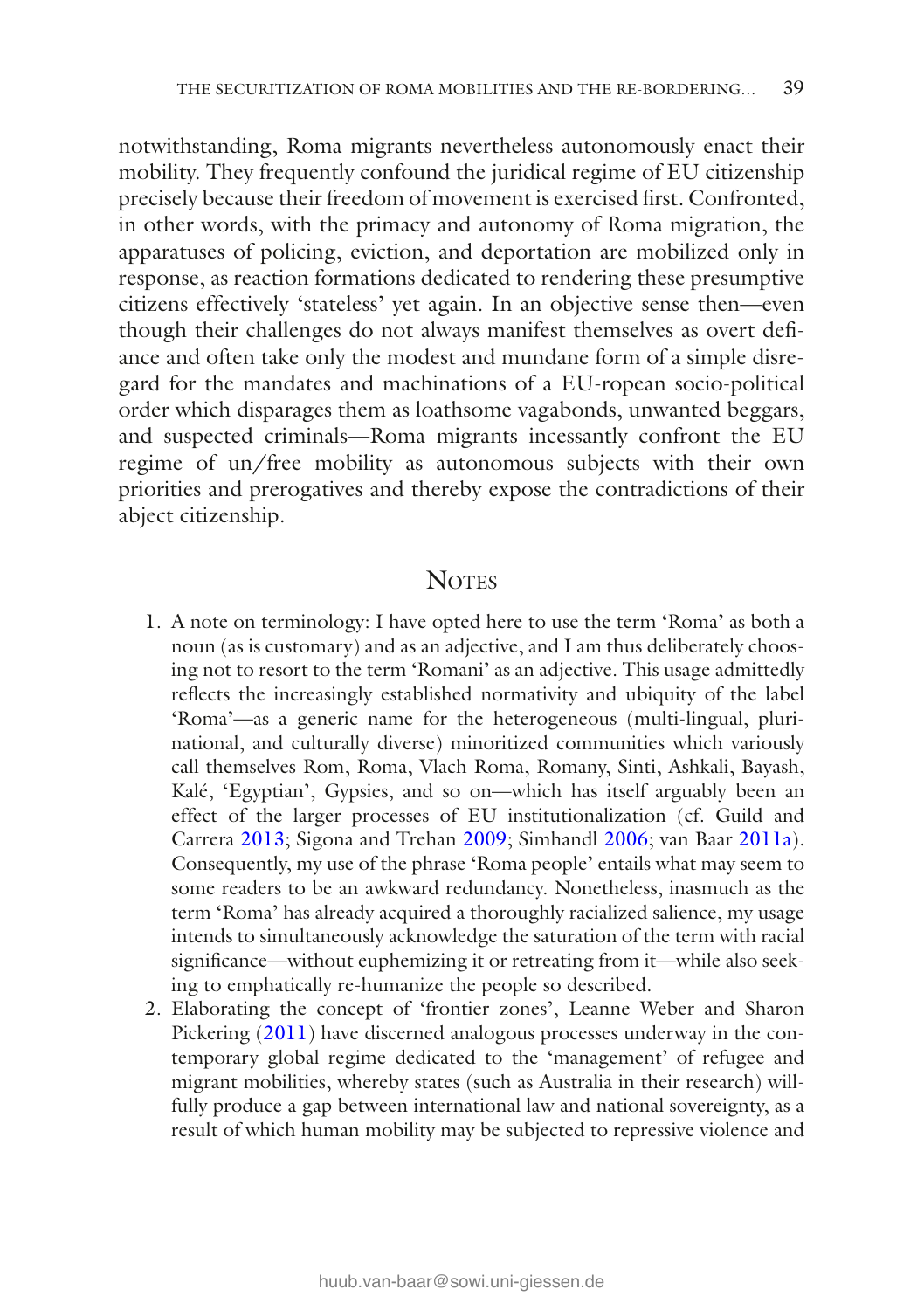notwithstanding, Roma migrants nevertheless autonomously enact their mobility. They frequently confound the juridical regime of EU citizenship precisely because their freedom of movement is exercised first. Confronted, in other words, with the primacy and autonomy of Roma migration, the apparatuses of policing, eviction, and deportation are mobilized only in response, as reaction formations dedicated to rendering these presumptive citizens effectively 'stateless' yet again. In an objective sense then—even though their challenges do not always manifest themselves as overt defiance and often take only the modest and mundane form of a simple disregard for the mandates and machinations of a EU-ropean socio-political order which disparages them as loathsome vagabonds, unwanted beggars, and suspected criminals—Roma migrants incessantly confront the EU regime of un/free mobility as autonomous subjects with their own priorities and prerogatives and thereby expose the contradictions of their abject citizenship.

## Notes

1. A note on terminology: I have opted here to use the term 'Roma' as both a noun (as is customary) and as an adjective, and I am thus deliberately choosing not to resort to the term 'Romani' as an adjective. This usage admittedly reflects the increasingly established normativity and ubiquity of the label 'Roma'—as a generic name for the heterogeneous (multi-lingual, pluri-national, and culturally diverse) minoritized communities which variously call themselves Rom, Roma, Vlach Roma, Romany, Sinti, Ashkali, Bayash, Kalé, 'Egyptian', Gypsies, and so on—which has itself arguably been an effect of the larger processes of EU institutionalization (cf. Guild and Carrera 2013; Sigona and Trehan 2009; Simhandl 2006; van Baar 2011a). Consequently, my use of the phrase 'Roma people' entails what may seem to some readers to be an awkward redundancy. Nonetheless, inasmuch as the term 'Roma' has already acquired a thoroughly racialized salience, my usage intends to simultaneously acknowledge the saturation of the term with racial significance—without euphemizing it or retreating from it—while also seeking to emphatically re-humanize the people so described.
2. Elaborating the concept of 'frontier zones', Leanne Weber and Sharon Pickering (2011) have discerned analogous processes underway in the contemporary global regime dedicated to the 'management' of refugee and migrant mobilities, whereby states (such as Australia in their research) willfully produce a gap between international law and national sovereignty, as a result of which human mobility may be subjected to repressive violence and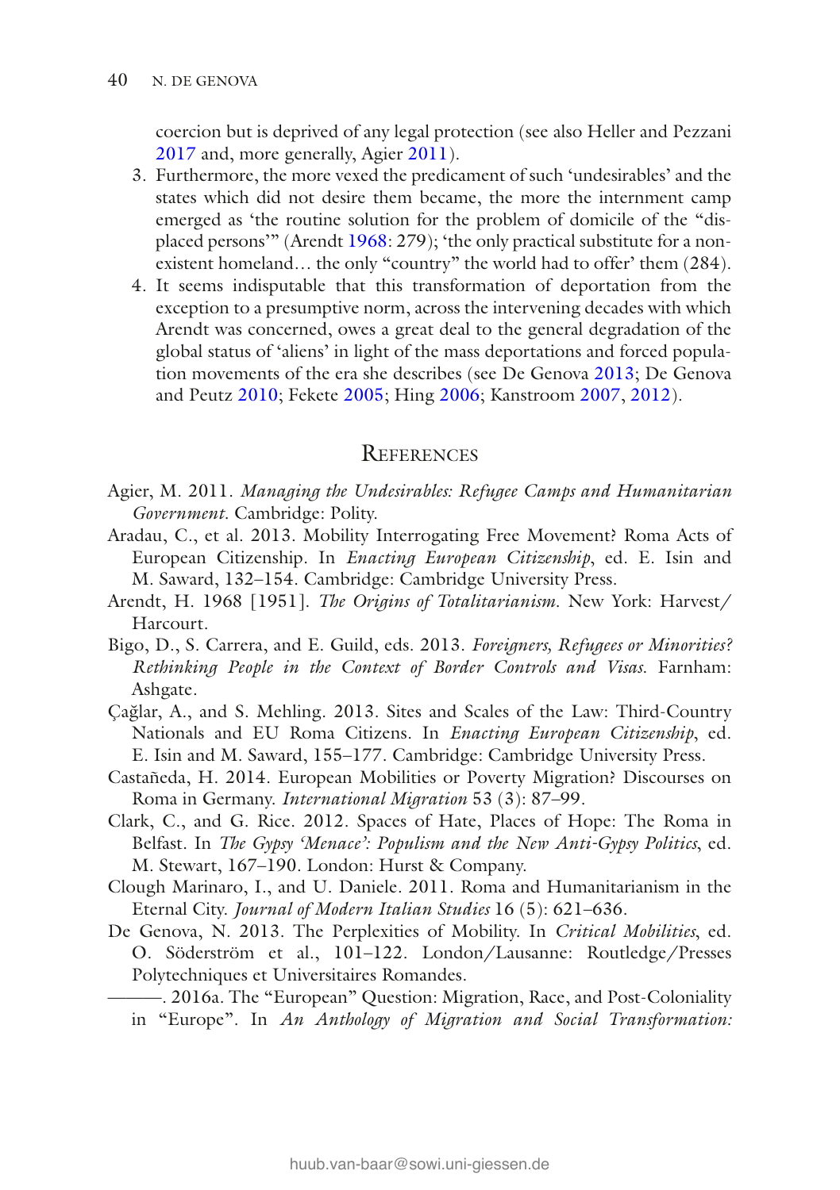coercion but is deprived of any legal protection (see also Heller and Pezzani 2017 and, more generally, Agier 2011).

3. Furthermore, the more vexed the predicament of such 'undesirables' and the states which did not desire them became, the more the internment camp emerged as 'the routine solution for the problem of domicile of the "displaced persons"' (Arendt 1968: 279); 'the only practical substitute for a nonexistent homeland… the only "country" the world had to offer' them (284).
4. It seems indisputable that this transformation of deportation from the exception to a presumptive norm, across the intervening decades with which Arendt was concerned, owes a great deal to the general degradation of the global status of 'aliens' in light of the mass deportations and forced population movements of the era she describes (see De Genova 2013; De Genova and Peutz 2010; Fekete 2005; Hing 2006; Kanstroom 2007, 2012).

## References

Agier, M. 2011. *Managing the Undesirables: Refugee Camps and Humanitarian Government*. Cambridge: Polity.

Aradau, C., et al. 2013. Mobility Interrogating Free Movement? Roma Acts of European Citizenship. In *Enacting European Citizenship*, ed. E. Isin and M. Saward, 132–154. Cambridge: Cambridge University Press.

Arendt, H. 1968 [1951]. *The Origins of Totalitarianism*. New York: Harvest/Harcourt.

Bigo, D., S. Carrera, and E. Guild, eds. 2013. *Foreigners, Refugees or Minorities? Rethinking People in the Context of Border Controls and Visas*. Farnham: Ashgate.

Çağlar, A., and S. Mehling. 2013. Sites and Scales of the Law: Third-Country Nationals and EU Roma Citizens. In *Enacting European Citizenship*, ed. E. Isin and M. Saward, 155–177. Cambridge: Cambridge University Press.

Castañeda, H. 2014. European Mobilities or Poverty Migration? Discourses on Roma in Germany. *International Migration* 53 (3): 87–99.

Clark, C., and G. Rice. 2012. Spaces of Hate, Places of Hope: The Roma in Belfast. In *The Gypsy 'Menace': Populism and the New Anti-Gypsy Politics*, ed. M. Stewart, 167–190. London: Hurst & Company.

Clough Marinaro, I., and U. Daniele. 2011. Roma and Humanitarianism in the Eternal City. *Journal of Modern Italian Studies* 16 (5): 621–636.

De Genova, N. 2013. The Perplexities of Mobility. In *Critical Mobilities*, ed. O. Söderström et al., 101–122. London/Lausanne: Routledge/Presses Polytechniques et Universitaires Romandes.

———. 2016a. The "European" Question: Migration, Race, and Post-Coloniality in "Europe". In *An Anthology of Migration and Social Transformation:*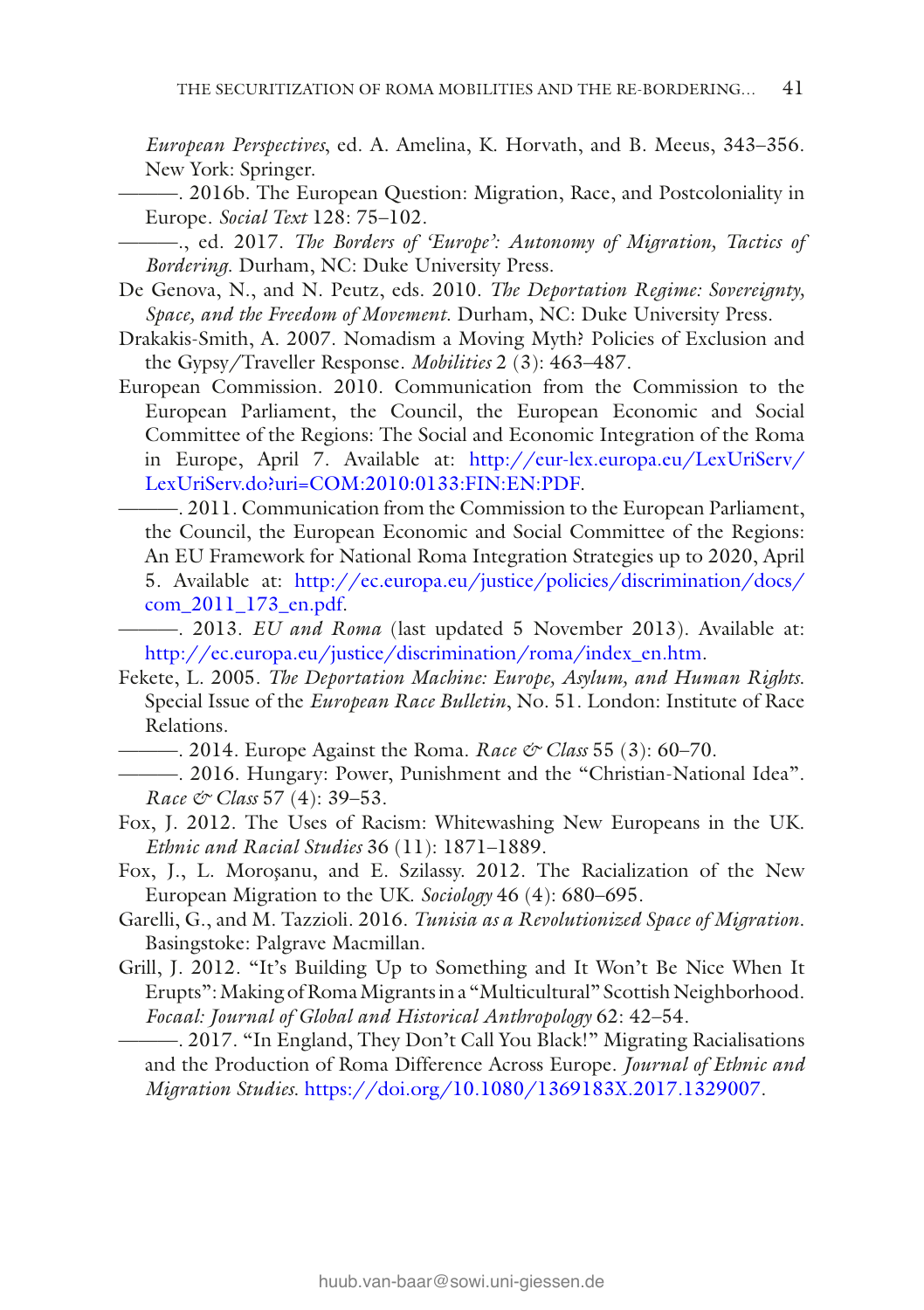*European Perspectives*, ed. A. Amelina, K. Horvath, and B. Meeus, 343–356. New York: Springer.

———. 2016b. The European Question: Migration, Race, and Postcoloniality in Europe. *Social Text* 128: 75–102.

———., ed. 2017. *The Borders of 'Europe': Autonomy of Migration, Tactics of Bordering*. Durham, NC: Duke University Press.

De Genova, N., and N. Peutz, eds. 2010. *The Deportation Regime: Sovereignty, Space, and the Freedom of Movement*. Durham, NC: Duke University Press.

Drakakis-Smith, A. 2007. Nomadism a Moving Myth? Policies of Exclusion and the Gypsy/Traveller Response. *Mobilities* 2 (3): 463–487.

European Commission. 2010. Communication from the Commission to the European Parliament, the Council, the European Economic and Social Committee of the Regions: The Social and Economic Integration of the Roma in Europe, April 7. Available at: http://eur-lex.europa.eu/LexUriServ/LexUriServ.do?uri=COM:2010:0133:FIN:EN:PDF.

———. 2011. Communication from the Commission to the European Parliament, the Council, the European Economic and Social Committee of the Regions: An EU Framework for National Roma Integration Strategies up to 2020, April 5. Available at: http://ec.europa.eu/justice/policies/discrimination/docs/com_2011_173_en.pdf.

———. 2013. *EU and Roma* (last updated 5 November 2013). Available at: http://ec.europa.eu/justice/discrimination/roma/index_en.htm.

Fekete, L. 2005. *The Deportation Machine: Europe, Asylum, and Human Rights*. Special Issue of the *European Race Bulletin*, No. 51. London: Institute of Race Relations.

———. 2014. Europe Against the Roma. *Race & Class* 55 (3): 60–70.

———. 2016. Hungary: Power, Punishment and the "Christian-National Idea". *Race & Class* 57 (4): 39–53.

Fox, J. 2012. The Uses of Racism: Whitewashing New Europeans in the UK. *Ethnic and Racial Studies* 36 (11): 1871–1889.

Fox, J., L. Moroşanu, and E. Szilassy. 2012. The Racialization of the New European Migration to the UK. *Sociology* 46 (4): 680–695.

Garelli, G., and M. Tazzioli. 2016. *Tunisia as a Revolutionized Space of Migration*. Basingstoke: Palgrave Macmillan.

Grill, J. 2012. "It's Building Up to Something and It Won't Be Nice When It Erupts": Making of Roma Migrants in a "Multicultural" Scottish Neighborhood. *Focaal: Journal of Global and Historical Anthropology* 62: 42–54.

———. 2017. "In England, They Don't Call You Black!" Migrating Racialisations and the Production of Roma Difference Across Europe. *Journal of Ethnic and Migration Studies*. https://doi.org/10.1080/1369183X.2017.1329007.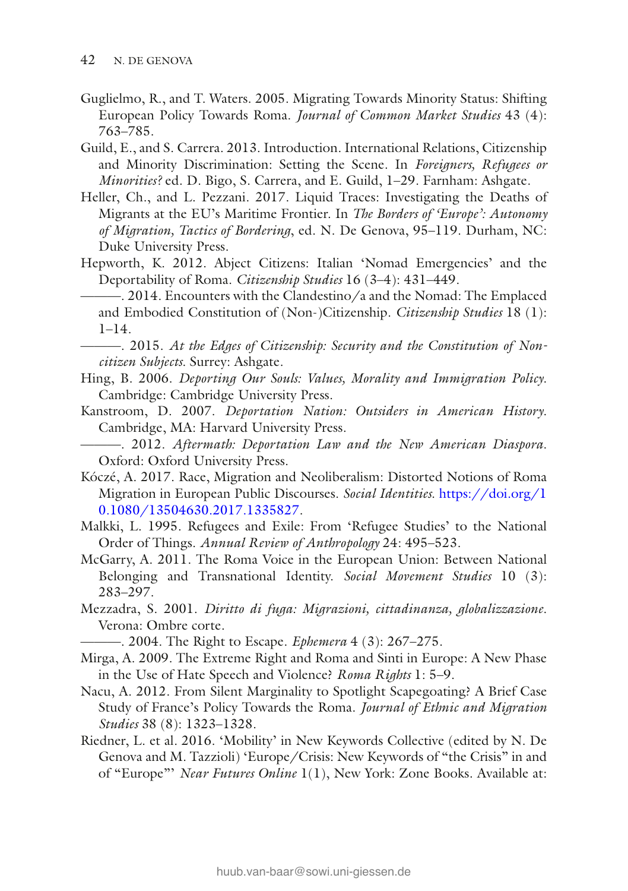Guglielmo, R., and T. Waters. 2005. Migrating Towards Minority Status: Shifting European Policy Towards Roma. *Journal of Common Market Studies* 43 (4): 763–785.

Guild, E., and S. Carrera. 2013. Introduction. International Relations, Citizenship and Minority Discrimination: Setting the Scene. In *Foreigners, Refugees or Minorities?* ed. D. Bigo, S. Carrera, and E. Guild, 1–29. Farnham: Ashgate.

Heller, Ch., and L. Pezzani. 2017. Liquid Traces: Investigating the Deaths of Migrants at the EU's Maritime Frontier. In *The Borders of 'Europe': Autonomy of Migration, Tactics of Bordering*, ed. N. De Genova, 95–119. Durham, NC: Duke University Press.

Hepworth, K. 2012. Abject Citizens: Italian 'Nomad Emergencies' and the Deportability of Roma. *Citizenship Studies* 16 (3–4): 431–449.

———. 2014. Encounters with the Clandestino/a and the Nomad: The Emplaced and Embodied Constitution of (Non-)Citizenship. *Citizenship Studies* 18 (1): 1–14.

———. 2015. *At the Edges of Citizenship: Security and the Constitution of Non-citizen Subjects*. Surrey: Ashgate.

Hing, B. 2006. *Deporting Our Souls: Values, Morality and Immigration Policy*. Cambridge: Cambridge University Press.

Kanstroom, D. 2007. *Deportation Nation: Outsiders in American History*. Cambridge, MA: Harvard University Press.

———. 2012. *Aftermath: Deportation Law and the New American Diaspora*. Oxford: Oxford University Press.

Kóczé, A. 2017. Race, Migration and Neoliberalism: Distorted Notions of Roma Migration in European Public Discourses. *Social Identities*. https://doi.org/10.1080/13504630.2017.1335827.

Malkki, L. 1995. Refugees and Exile: From 'Refugee Studies' to the National Order of Things. *Annual Review of Anthropology* 24: 495–523.

McGarry, A. 2011. The Roma Voice in the European Union: Between National Belonging and Transnational Identity. *Social Movement Studies* 10 (3): 283–297.

Mezzadra, S. 2001. *Diritto di fuga: Migrazioni, cittadinanza, globalizzazione*. Verona: Ombre corte.

———. 2004. The Right to Escape. *Ephemera* 4 (3): 267–275.

Mirga, A. 2009. The Extreme Right and Roma and Sinti in Europe: A New Phase in the Use of Hate Speech and Violence? *Roma Rights* 1: 5–9.

Nacu, A. 2012. From Silent Marginality to Spotlight Scapegoating? A Brief Case Study of France's Policy Towards the Roma. *Journal of Ethnic and Migration Studies* 38 (8): 1323–1328.

Riedner, L. et al. 2016. 'Mobility' in New Keywords Collective (edited by N. De Genova and M. Tazzioli) 'Europe/Crisis: New Keywords of "the Crisis" in and of "Europe"' *Near Futures Online* 1(1), New York: Zone Books. Available at: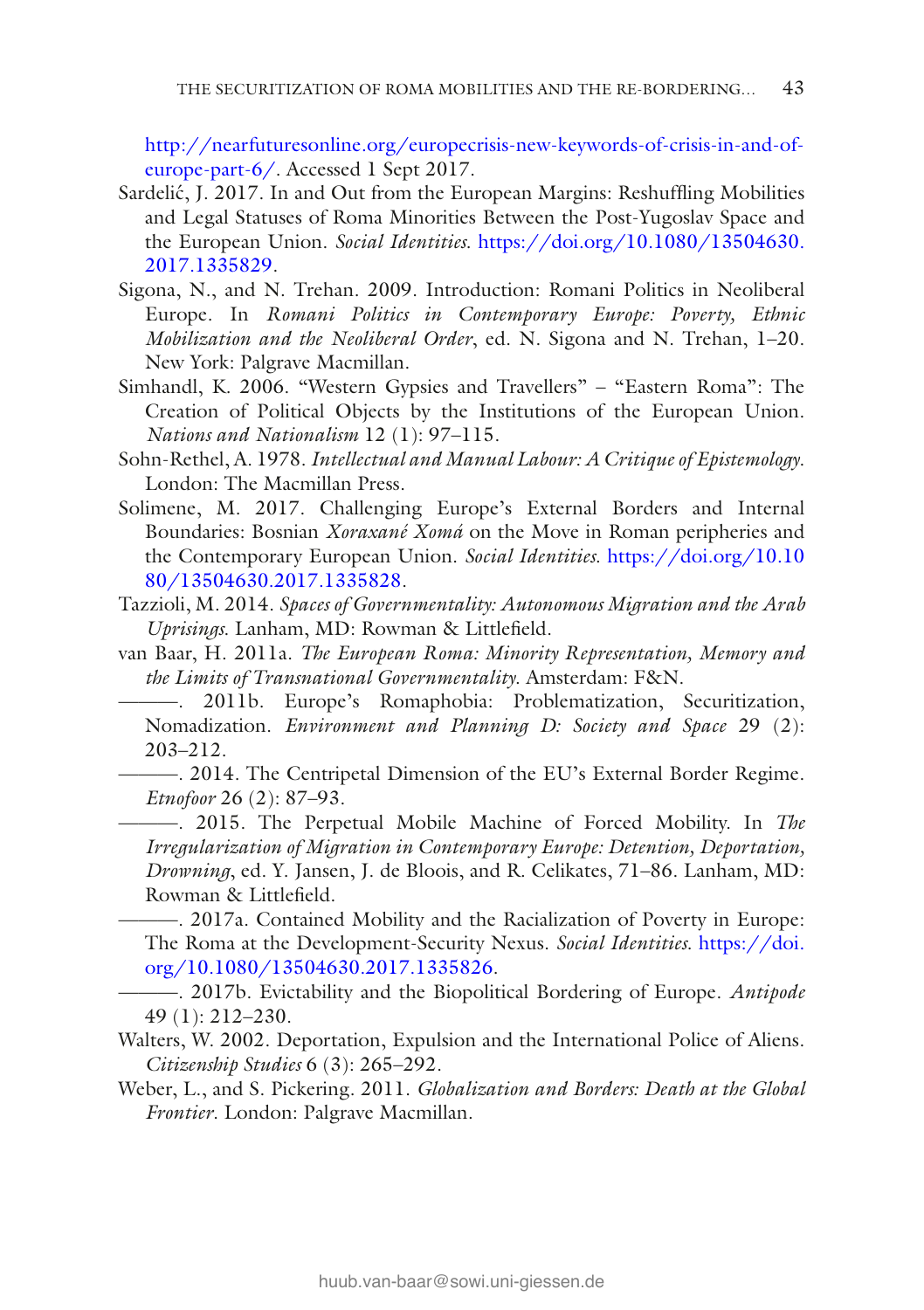http://nearfuturesonline.org/europecrisis-new-keywords-of-crisis-in-and-of-europe-part-6/. Accessed 1 Sept 2017.

Sardelić, J. 2017. In and Out from the European Margins: Reshuffling Mobilities and Legal Statuses of Roma Minorities Between the Post-Yugoslav Space and the European Union. *Social Identities*. https://doi.org/10.1080/13504630.2017.1335829.

Sigona, N., and N. Trehan. 2009. Introduction: Romani Politics in Neoliberal Europe. In *Romani Politics in Contemporary Europe: Poverty, Ethnic Mobilization and the Neoliberal Order*, ed. N. Sigona and N. Trehan, 1–20. New York: Palgrave Macmillan.

Simhandl, K. 2006. "Western Gypsies and Travellers" – "Eastern Roma": The Creation of Political Objects by the Institutions of the European Union. *Nations and Nationalism* 12 (1): 97–115.

Sohn-Rethel, A. 1978. *Intellectual and Manual Labour: A Critique of Epistemology*. London: The Macmillan Press.

Solimene, M. 2017. Challenging Europe's External Borders and Internal Boundaries: Bosnian *Xoraxané Xomá* on the Move in Roman peripheries and the Contemporary European Union. *Social Identities*. https://doi.org/10.1080/13504630.2017.1335828.

Tazzioli, M. 2014. *Spaces of Governmentality: Autonomous Migration and the Arab Uprisings*. Lanham, MD: Rowman & Littlefield.

van Baar, H. 2011a. *The European Roma: Minority Representation, Memory and the Limits of Transnational Governmentality*. Amsterdam: F&N.

———. 2011b. Europe's Romaphobia: Problematization, Securitization, Nomadization. *Environment and Planning D: Society and Space* 29 (2): 203–212.

———. 2014. The Centripetal Dimension of the EU's External Border Regime. *Etnofoor* 26 (2): 87–93.

———. 2015. The Perpetual Mobile Machine of Forced Mobility. In *The Irregularization of Migration in Contemporary Europe: Detention, Deportation, Drowning*, ed. Y. Jansen, J. de Bloois, and R. Celikates, 71–86. Lanham, MD: Rowman & Littlefield.

———. 2017a. Contained Mobility and the Racialization of Poverty in Europe: The Roma at the Development-Security Nexus. *Social Identities*. https://doi.org/10.1080/13504630.2017.1335826.

———. 2017b. Evictability and the Biopolitical Bordering of Europe. *Antipode* 49 (1): 212–230.

Walters, W. 2002. Deportation, Expulsion and the International Police of Aliens. *Citizenship Studies* 6 (3): 265–292.

Weber, L., and S. Pickering. 2011. *Globalization and Borders: Death at the Global Frontier*. London: Palgrave Macmillan.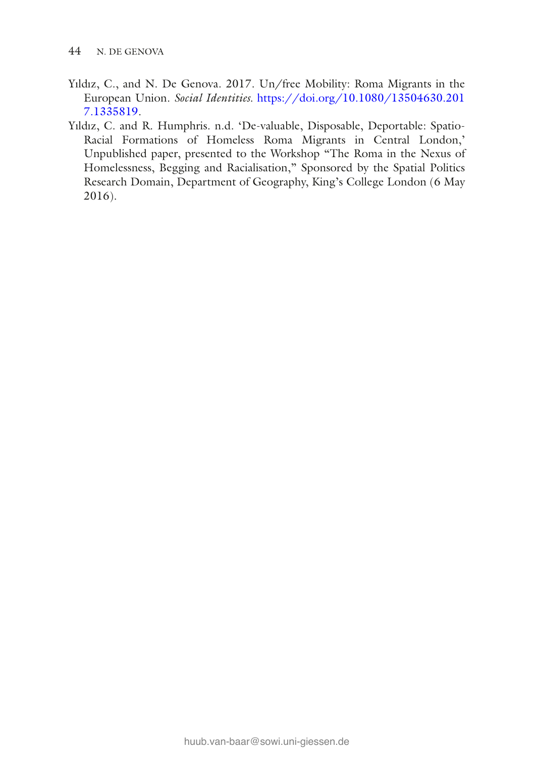Yıldız, C., and N. De Genova. 2017. Un/free Mobility: Roma Migrants in the European Union. *Social Identities*. https://doi.org/10.1080/13504630.2017.1335819.

Yıldız, C. and R. Humphris. n.d. 'De-valuable, Disposable, Deportable: Spatio-Racial Formations of Homeless Roma Migrants in Central London,' Unpublished paper, presented to the Workshop "The Roma in the Nexus of Homelessness, Begging and Racialisation," Sponsored by the Spatial Politics Research Domain, Department of Geography, King's College London (6 May 2016).